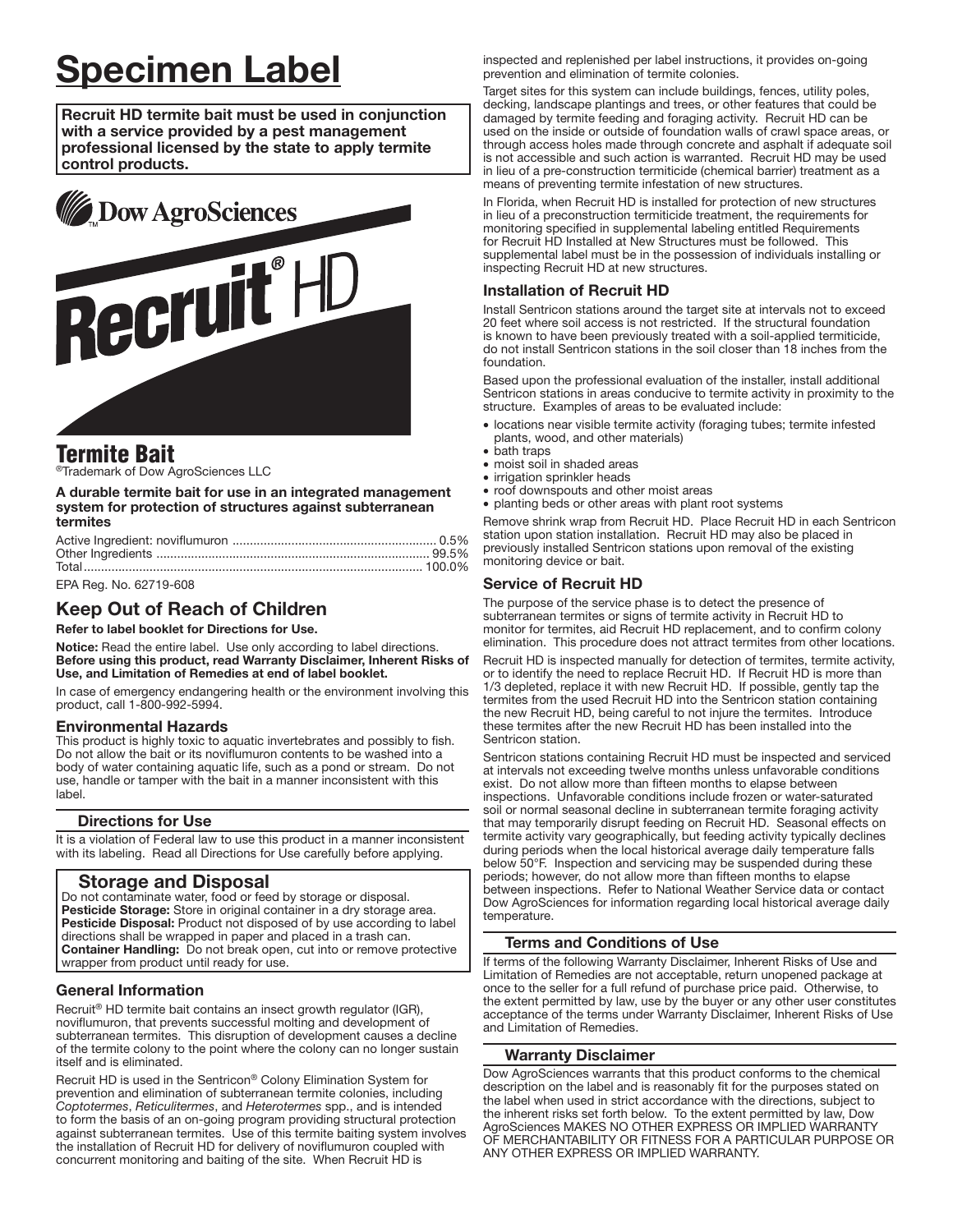# Specimen Label

**Recruit HD termite bait must be used in conjunction with a service provided by a pest management professional licensed by the state to apply termite control products.**

Dow AgroSciences

# Recruit® HD

## Termite Bait

®Trademark of Dow AgroSciences LLC

**A durable termite bait for use in an integrated management system for protection of structures against subterranean termites**

| | |
|---|---|
| Active Ingredient: noviflumuron | 0.5% |
| Other Ingredients | 99.5% |
| Total | 100.0% |

EPA Reg. No. 62719-608

## Keep Out of Reach of Children

**Refer to label booklet for Directions for Use.**

**Notice:** Read the entire label. Use only according to label directions. **Before using this product, read Warranty Disclaimer, Inherent Risks of Use, and Limitation of Remedies at end of label booklet.**

In case of emergency endangering health or the environment involving this product, call 1-800-992-5994.

### Environmental Hazards

This product is highly toxic to aquatic invertebrates and possibly to fish. Do not allow the bait or its noviflumuron contents to be washed into a body of water containing aquatic life, such as a pond or stream. Do not use, handle or tamper with the bait in a manner inconsistent with this label.

### Directions for Use

It is a violation of Federal law to use this product in a manner inconsistent with its labeling. Read all Directions for Use carefully before applying.

### Storage and Disposal

Do not contaminate water, food or feed by storage or disposal.
**Pesticide Storage:** Store in original container in a dry storage area.
**Pesticide Disposal:** Product not disposed of by use according to label directions shall be wrapped in paper and placed in a trash can.
**Container Handling:** Do not break open, cut into or remove protective wrapper from product until ready for use.

### General Information

Recruit® HD termite bait contains an insect growth regulator (IGR), noviflumuron, that prevents successful molting and development of subterranean termites. This disruption of development causes a decline of the termite colony to the point where the colony can no longer sustain itself and is eliminated.

Recruit HD is used in the Sentricon® Colony Elimination System for prevention and elimination of subterranean termite colonies, including *Coptotermes*, *Reticulitermes*, and *Heterotermes* spp., and is intended to form the basis of an on-going program providing structural protection against subterranean termites. Use of this termite baiting system involves the installation of Recruit HD for delivery of noviflumuron coupled with concurrent monitoring and baiting of the site. When Recruit HD is inspected and replenished per label instructions, it provides on-going prevention and elimination of termite colonies.

Target sites for this system can include buildings, fences, utility poles, decking, landscape plantings and trees, or other features that could be damaged by termite feeding and foraging activity. Recruit HD can be used on the inside or outside of foundation walls of crawl space areas, or through access holes made through concrete and asphalt if adequate soil is not accessible and such action is warranted. Recruit HD may be used in lieu of a pre-construction termiticide (chemical barrier) treatment as a means of preventing termite infestation of new structures.

In Florida, when Recruit HD is installed for protection of new structures in lieu of a preconstruction termiticide treatment, the requirements for monitoring specified in supplemental labeling entitled Requirements for Recruit HD Installed at New Structures must be followed. This supplemental label must be in the possession of individuals installing or inspecting Recruit HD at new structures.

### Installation of Recruit HD

Install Sentricon stations around the target site at intervals not to exceed 20 feet where soil access is not restricted. If the structural foundation is known to have been previously treated with a soil-applied termiticide, do not install Sentricon stations in the soil closer than 18 inches from the foundation.

Based upon the professional evaluation of the installer, install additional Sentricon stations in areas conducive to termite activity in proximity to the structure. Examples of areas to be evaluated include:

- locations near visible termite activity (foraging tubes; termite infested plants, wood, and other materials)
- bath traps
- moist soil in shaded areas
- irrigation sprinkler heads
- roof downspouts and other moist areas
- planting beds or other areas with plant root systems

Remove shrink wrap from Recruit HD. Place Recruit HD in each Sentricon station upon station installation. Recruit HD may also be placed in previously installed Sentricon stations upon removal of the existing monitoring device or bait.

### Service of Recruit HD

The purpose of the service phase is to detect the presence of subterranean termites or signs of termite activity in Recruit HD to monitor for termites, aid Recruit HD replacement, and to confirm colony elimination. This procedure does not attract termites from other locations.

Recruit HD is inspected manually for detection of termites, termite activity, or to identify the need to replace Recruit HD. If Recruit HD is more than 1/3 depleted, replace it with new Recruit HD. If possible, gently tap the termites from the used Recruit HD into the Sentricon station containing the new Recruit HD, being careful to not injure the termites. Introduce these termites after the new Recruit HD has been installed into the Sentricon station.

Sentricon stations containing Recruit HD must be inspected and serviced at intervals not exceeding twelve months unless unfavorable conditions exist. Do not allow more than fifteen months to elapse between inspections. Unfavorable conditions include frozen or water-saturated soil or normal seasonal decline in subterranean termite foraging activity that may temporarily disrupt feeding on Recruit HD. Seasonal effects on termite activity vary geographically, but feeding activity typically declines during periods when the local historical average daily temperature falls below 50°F. Inspection and servicing may be suspended during these periods; however, do not allow more than fifteen months to elapse between inspections. Refer to National Weather Service data or contact Dow AgroSciences for information regarding local historical average daily temperature.

### Terms and Conditions of Use

If terms of the following Warranty Disclaimer, Inherent Risks of Use and Limitation of Remedies are not acceptable, return unopened package at once to the seller for a full refund of purchase price paid. Otherwise, to the extent permitted by law, use by the buyer or any other user constitutes acceptance of the terms under Warranty Disclaimer, Inherent Risks of Use and Limitation of Remedies.

### Warranty Disclaimer

Dow AgroSciences warrants that this product conforms to the chemical description on the label and is reasonably fit for the purposes stated on the label when used in strict accordance with the directions, subject to the inherent risks set forth below. To the extent permitted by law, Dow AgroSciences MAKES NO OTHER EXPRESS OR IMPLIED WARRANTY OF MERCHANTABILITY OR FITNESS FOR A PARTICULAR PURPOSE OR ANY OTHER EXPRESS OR IMPLIED WARRANTY.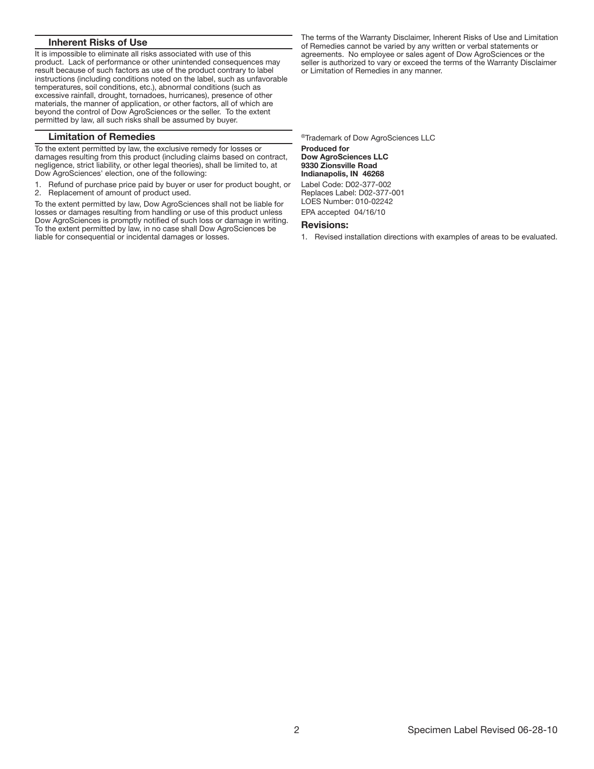## Inherent Risks of Use

It is impossible to eliminate all risks associated with use of this product. Lack of performance or other unintended consequences may result because of such factors as use of the product contrary to label instructions (including conditions noted on the label, such as unfavorable temperatures, soil conditions, etc.), abnormal conditions (such as excessive rainfall, drought, tornadoes, hurricanes), presence of other materials, the manner of application, or other factors, all of which are beyond the control of Dow AgroSciences or the seller. To the extent permitted by law, all such risks shall be assumed by buyer.

## Limitation of Remedies

To the extent permitted by law, the exclusive remedy for losses or damages resulting from this product (including claims based on contract, negligence, strict liability, or other legal theories), shall be limited to, at Dow AgroSciences' election, one of the following:

1. Refund of purchase price paid by buyer or user for product bought, or
2. Replacement of amount of product used.

To the extent permitted by law, Dow AgroSciences shall not be liable for losses or damages resulting from handling or use of this product unless Dow AgroSciences is promptly notified of such loss or damage in writing. To the extent permitted by law, in no case shall Dow AgroSciences be liable for consequential or incidental damages or losses.

The terms of the Warranty Disclaimer, Inherent Risks of Use and Limitation of Remedies cannot be varied by any written or verbal statements or agreements. No employee or sales agent of Dow AgroSciences or the seller is authorized to vary or exceed the terms of the Warranty Disclaimer or Limitation of Remedies in any manner.

®Trademark of Dow AgroSciences LLC

**Produced for**
**Dow AgroSciences LLC**
**9330 Zionsville Road**
**Indianapolis, IN 46268**

Label Code: D02-377-002
Replaces Label: D02-377-001
LOES Number: 010-02242

EPA accepted 04/16/10

### Revisions:

1. Revised installation directions with examples of areas to be evaluated.

Specimen Label Revised 06-28-10